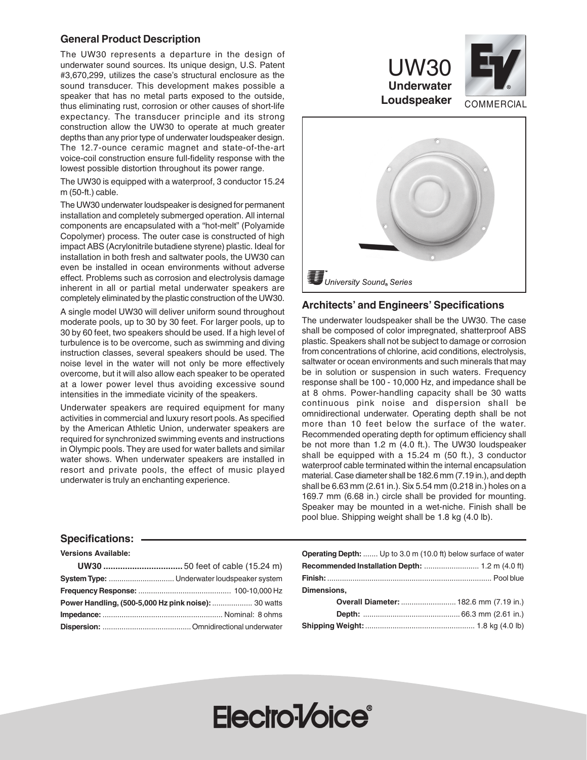# UW30 Underwater Loudspeaker

COMMERCIAL

## General Product Description

The UW30 represents a departure in the design of underwater sound sources. Its unique design, U.S. Patent #3,670,299, utilizes the case's structural enclosure as the sound transducer. This development makes possible a speaker that has no metal parts exposed to the outside, thus eliminating rust, corrosion or other causes of short-life expectancy. The transducer principle and its strong construction allow the UW30 to operate at much greater depths than any prior type of underwater loudspeaker design. The 12.7-ounce ceramic magnet and state-of-the-art voice-coil construction ensure full-fidelity response with the lowest possible distortion throughout its power range.

The UW30 is equipped with a waterproof, 3 conductor 15.24 m (50-ft.) cable.

The UW30 underwater loudspeaker is designed for permanent installation and completely submerged operation. All internal components are encapsulated with a "hot-melt" (Polyamide Copolymer) process. The outer case is constructed of high impact ABS (Acrylonitrile butadiene styrene) plastic. Ideal for installation in both fresh and saltwater pools, the UW30 can even be installed in ocean environments without adverse effect. Problems such as corrosion and electrolysis damage inherent in all or partial metal underwater speakers are completely eliminated by the plastic construction of the UW30.

A single model UW30 will deliver uniform sound throughout moderate pools, up to 30 by 30 feet. For larger pools, up to 30 by 60 feet, two speakers should be used. If a high level of turbulence is to be overcome, such as swimming and diving instruction classes, several speakers should be used. The noise level in the water will not only be more effectively overcome, but it will also allow each speaker to be operated at a lower power level thus avoiding excessive sound intensities in the immediate vicinity of the speakers.

Underwater speakers are required equipment for many activities in commercial and luxury resort pools. As specified by the American Athletic Union, underwater speakers are required for synchronized swimming events and instructions in Olympic pools. They are used for water ballets and similar water shows. When underwater speakers are installed in resort and private pools, the effect of music played underwater is truly an enchanting experience.

*University Sound® Series*

## Architects' and Engineers' Specifications

The underwater loudspeaker shall be the UW30. The case shall be composed of color impregnated, shatterproof ABS plastic. Speakers shall not be subject to damage or corrosion from concentrations of chlorine, acid conditions, electrolysis, saltwater or ocean environments and such minerals that may be in solution or suspension in such waters. Frequency response shall be 100 - 10,000 Hz, and impedance shall be at 8 ohms. Power-handling capacity shall be 30 watts continuous pink noise and dispersion shall be omnidirectional underwater. Operating depth shall be not more than 10 feet below the surface of the water. Recommended operating depth for optimum efficiency shall be not more than 1.2 m (4.0 ft.). The UW30 loudspeaker shall be equipped with a 15.24 m (50 ft.), 3 conductor waterproof cable terminated within the internal encapsulation material. Case diameter shall be 182.6 mm (7.19 in.), and depth shall be 6.63 mm (2.61 in.). Six 5.54 mm (0.218 in.) holes on a 169.7 mm (6.68 in.) circle shall be provided for mounting. Speaker may be mounted in a wet-niche. Finish shall be pool blue. Shipping weight shall be 1.8 kg (4.0 lb).

## Specifications:

**Versions Available:**

**UW30** ........ 50 feet of cable (15.24 m)

**System Type:** ........ Underwater loudspeaker system

**Frequency Response:** ........ 100-10,000 Hz

**Power Handling, (500-5,000 Hz pink noise):** ........ 30 watts

**Impedance:** ........ Nominal: 8 ohms

**Dispersion:** ........ Omnidirectional underwater

**Operating Depth:** ........ Up to 3.0 m (10.0 ft) below surface of water

**Recommended Installation Depth:** ........ 1.2 m (4.0 ft)

**Finish:** ........ Pool blue

**Dimensions,**

**Overall Diameter:** ........ 182.6 mm (7.19 in.)

**Depth:** ........ 66.3 mm (2.61 in.)

**Shipping Weight:** ........ 1.8 kg (4.0 lb)

Electro-Voice®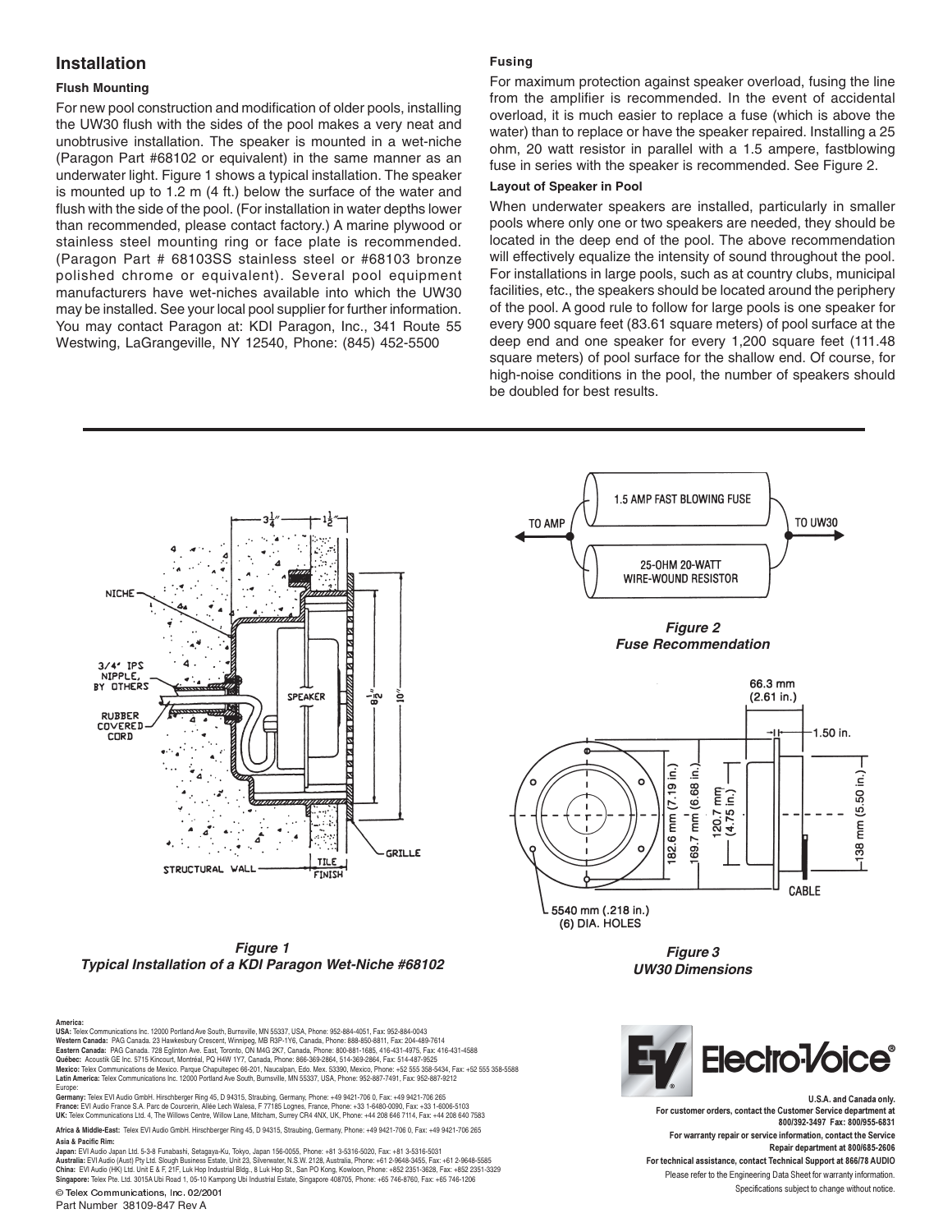## Installation

### Flush Mounting

For new pool construction and modification of older pools, installing the UW30 flush with the sides of the pool makes a very neat and unobtrusive installation. The speaker is mounted in a wet-niche (Paragon Part #68102 or equivalent) in the same manner as an underwater light. Figure 1 shows a typical installation. The speaker is mounted up to 1.2 m (4 ft.) below the surface of the water and flush with the side of the pool. (For installation in water depths lower than recommended, please contact factory.) A marine plywood or stainless steel mounting ring or face plate is recommended. (Paragon Part # 68103SS stainless steel or #68103 bronze polished chrome or equivalent). Several pool equipment manufacturers have wet-niches available into which the UW30 may be installed. See your local pool supplier for further information. You may contact Paragon at: KDI Paragon, Inc., 341 Route 55 Westwing, LaGrangeville, NY 12540, Phone: (845) 452-5500

### Fusing

For maximum protection against speaker overload, fusing the line from the amplifier is recommended. In the event of accidental overload, it is much easier to replace a fuse (which is above the water) than to replace or have the speaker repaired. Installing a 25 ohm, 20 watt resistor in parallel with a 1.5 ampere, fastblowing fuse in series with the speaker is recommended. See Figure 2.

### Layout of Speaker in Pool

When underwater speakers are installed, particularly in smaller pools where only one or two speakers are needed, they should be located in the deep end of the pool. The above recommendation will effectively equalize the intensity of sound throughout the pool. For installations in large pools, such as at country clubs, municipal facilities, etc., the speakers should be located around the periphery of the pool. A good rule to follow for large pools is one speaker for every 900 square feet (83.61 square meters) of pool surface at the deep end and one speaker for every 1,200 square feet (111.48 square meters) of pool surface for the shallow end. Of course, for high-noise conditions in the pool, the number of speakers should be doubled for best results.

NICHE
3/4" IPS NIPPLE, BY OTHERS
RUBBER COVERED CORD
SPEAKER
STRUCTURAL WALL
TILE FINISH
GRILLE
3 1/4"
1 1/2"
8 1/2"
10"

*Figure 1*
*Typical Installation of a KDI Paragon Wet-Niche #68102*

TO AMP
1.5 AMP FAST BLOWING FUSE
25-OHM 20-WATT WIRE-WOUND RESISTOR
TO UW30

*Figure 2*
*Fuse Recommendation*

66.3 mm (2.61 in.)
1.50 in.
182.6 mm (7.19 in.)
169.7 mm (6.68 in.)
120.7 mm (4.75 in.)
138 mm (5.50 in.)
CABLE
5540 mm (.218 in.) (6) DIA. HOLES

*Figure 3*
*UW30 Dimensions*

**America:**
**USA:** Telex Communications Inc. 12000 Portland Ave South, Burnsville, MN 55337, USA, Phone: 952-884-4051, Fax: 952-884-0043
**Western Canada:** PAG Canada. 23 Hawkesbury Crescent, Winnipeg, MB R3P-1Y6, Canada, Phone: 888-850-8811, Fax: 204-489-7614
**Eastern Canada:** PAG Canada. 728 Eglinton Ave. East, Toronto, ON M4G 2K7, Canada, Phone: 800-881-1685, 416-431-4975, Fax: 416-431-4588
**Québec:** Acoustik GE Inc. 5715 Kincourt, Montréal, PQ H4W 1Y7, Canada, Phone: 866-369-2864, 514-369-2864, Fax: 514-487-9525
**Mexico:** Telex Communications de Mexico. Parque Chapultepec 66-201, Naucalpan, Edo. Mex. 53390, Mexico, Phone: +52 555 358-5434, Fax: +52 555 358-5588
**Latin America:** Telex Communications Inc. 12000 Portland Ave South, Burnsville, MN 55337, USA, Phone: 952-887-7491, Fax: 952-887-9212
Europe:
**Germany:** Telex EVI Audio GmbH. Hirschberger Ring 45, D 94315, Straubing, Germany, Phone: +49 9421-706 0, Fax: +49 9421-706 265
**France:** EVI Audio France S.A. Parc de Courcerin, Allée Lech Walesa, F 77185 Lognes, France, Phone: +33 1-6480-0090, Fax: +33 1-6006-5103
**UK:** Telex Communications Ltd. 4, The Willows Centre, Willow Lane, Mitcham, Surrey CR4 4NX, UK, Phone: +44 208 646 7114, Fax: +44 208 640 7583

**Africa & Middle-East:** Telex EVI Audio GmbH. Hirschberger Ring 45, D 94315, Straubing, Germany, Phone: +49 9421-706 0, Fax: +49 9421-706 265
**Asia & Pacific Rim:**
**Japan:** EVI Audio Japan Ltd. 5-3-8 Funabashi, Setagaya-Ku, Tokyo, Japan 156-0055, Phone: +81 3-5316-5020, Fax: +81 3-5316-5031
**Australia:** EVI Audio (Aust) Pty Ltd. Slough Business Estate, Unit 23, Silverwater, N.S.W. 2128, Australia, Phone: +61 2-9648-3455, Fax: +61 2-9648-5585
**China:** EVI Audio (HK) Ltd. Unit E & F, 21F, Luk Hop Industrial Bldg., 8 Luk Hop St., San PO Kong, Kowloon, Phone: +852 2351-3628, Fax: +852 2351-3329
**Singapore:** Telex Pte. Ltd. 3015A Ubi Road 1, 05-10 Kampong Ubi Industrial Estate, Singapore 408705, Phone: +65 746-8760, Fax: +65 746-1206

© Telex Communications, Inc. 02/2001
Part Number 38109-847 Rev A

Electro-Voice®

**U.S.A. and Canada only.**
**For customer orders, contact the Customer Service department at 800/392-3497 Fax: 800/955-6831**
**For warranty repair or service information, contact the Service Repair department at 800/685-2606**
**For technical assistance, contact Technical Support at 866/78 AUDIO**
Please refer to the Engineering Data Sheet for warranty information.
Specifications subject to change without notice.